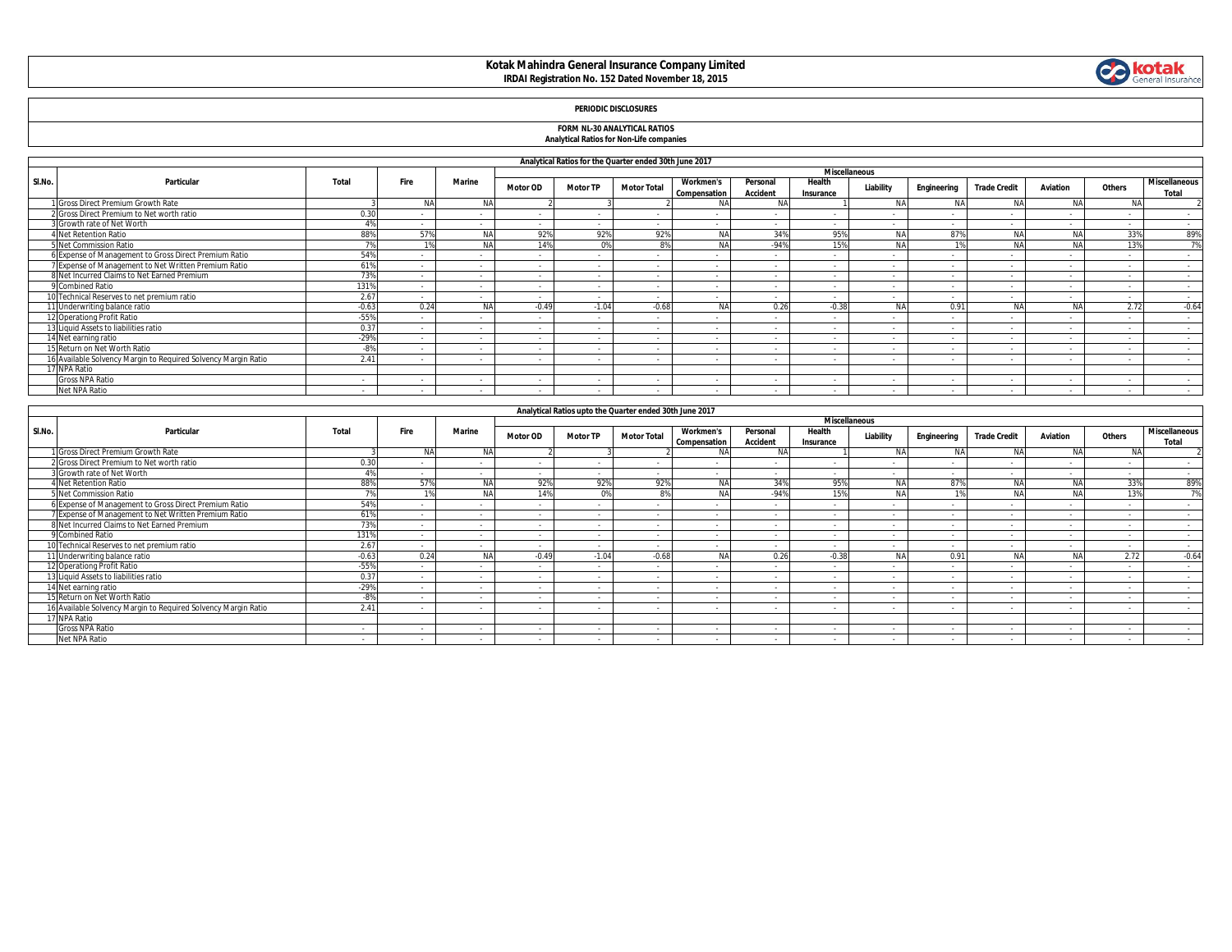# Kotak Mahindra General Insurance Company Limited

**IRDAI Registration No. 152 Dated November 18, 2015**

**PERIODIC DISCLOSURES**

**FORM NL-30 ANALYTICAL RATIOS**

**Analytical Ratios for Non-Life companies**

**Analytical Ratios for the Quarter ended 30th June 2017**

| Sl.No. | Particular | Total | Fire | Marine | Miscellaneous | | | | | | | | | | | | |
|---|---|---|---|---|---|---|---|---|---|---|---|---|---|---|---|---|---|
| | | | | | Motor OD | Motor TP | Motor Total | Workmen's Compensation | Personal Accident | Health Insurance | Liability | Engineering | Trade Credit | Aviation | Others | Miscellaneous Total |
| 1 | Gross Direct Premium Growth Rate | 3 | NA | NA | 2 | 3 | 2 | NA | NA | 1 | NA | NA | NA | NA | NA | 2 |
| 2 | Gross Direct Premium to Net worth ratio | 0.30 | - | - | - | - | - | - | - | - | - | - | - | - | - | - |
| 3 | Growth rate of Net Worth | 4% | - | - | - | - | - | - | - | - | - | - | - | - | - | - |
| 4 | Net Retention Ratio | 88% | 57% | NA | 92% | 92% | 92% | NA | 34% | 95% | NA | 87% | NA | NA | 33% | 89% |
| 5 | Net Commission Ratio | 7% | 1% | NA | 14% | 0% | 8% | NA | -94% | 15% | NA | 1% | NA | NA | 13% | 7% |
| 6 | Expense of Management to Gross Direct Premium Ratio | 54% | - | - | - | - | - | - | - | - | - | - | - | - | - | - |
| 7 | Expense of Management to Net Written Premium Ratio | 61% | - | - | - | - | - | - | - | - | - | - | - | - | - | - |
| 8 | Net Incurred Claims to Net Earned Premium | 73% | - | - | - | - | - | - | - | - | - | - | - | - | - | - |
| 9 | Combined Ratio | 131% | - | - | - | - | - | - | - | - | - | - | - | - | - | - |
| 10 | Technical Reserves to net premium ratio | 2.67 | - | - | - | - | - | - | - | - | - | - | - | - | - | - |
| 11 | Underwriting balance ratio | -0.63 | 0.24 | NA | -0.49 | -1.04 | -0.68 | NA | 0.26 | -0.38 | NA | 0.91 | NA | NA | 2.72 | -0.64 |
| 12 | Operationg Profit Ratio | -55% | - | - | - | - | - | - | - | - | - | - | - | - | - | - |
| 13 | Liquid Assets to liabilities ratio | 0.37 | - | - | - | - | - | - | - | - | - | - | - | - | - | - |
| 14 | Net earning ratio | -29% | - | - | - | - | - | - | - | - | - | - | - | - | - | - |
| 15 | Return on Net Worth Ratio | -8% | - | - | - | - | - | - | - | - | - | - | - | - | - | - |
| 16 | Available Solvency Margin to Required Solvency Margin Ratio | 2.41 | - | - | - | - | - | - | - | - | - | - | - | - | - | - |
| 17 | NPA Ratio | | | | | | | | | | | | | | | |
| | Gross NPA Ratio | - | - | - | - | - | - | - | - | - | - | - | - | - | - | - |
| | Net NPA Ratio | - | - | - | - | - | - | - | - | - | - | - | - | - | - | - |

**Analytical Ratios upto the Quarter ended 30th June 2017**

| Sl.No. | Particular | Total | Fire | Marine | Miscellaneous | | | | | | | | | | | | |
|---|---|---|---|---|---|---|---|---|---|---|---|---|---|---|---|---|---|
| | | | | | Motor OD | Motor TP | Motor Total | Workmen's Compensation | Personal Accident | Health Insurance | Liability | Engineering | Trade Credit | Aviation | Others | Miscellaneous Total |
| 1 | Gross Direct Premium Growth Rate | 3 | NA | NA | 2 | 3 | 2 | NA | NA | 1 | NA | NA | NA | NA | NA | 2 |
| 2 | Gross Direct Premium to Net worth ratio | 0.30 | - | - | - | - | - | - | - | - | - | - | - | - | - | - |
| 3 | Growth rate of Net Worth | 4% | - | - | - | - | - | - | - | - | - | - | - | - | - | - |
| 4 | Net Retention Ratio | 88% | 57% | NA | 92% | 92% | 92% | NA | 34% | 95% | NA | 87% | NA | NA | 33% | 89% |
| 5 | Net Commission Ratio | 7% | 1% | NA | 14% | 0% | 8% | NA | -94% | 15% | NA | 1% | NA | NA | 13% | 7% |
| 6 | Expense of Management to Gross Direct Premium Ratio | 54% | - | - | - | - | - | - | - | - | - | - | - | - | - | - |
| 7 | Expense of Management to Net Written Premium Ratio | 61% | - | - | - | - | - | - | - | - | - | - | - | - | - | - |
| 8 | Net Incurred Claims to Net Earned Premium | 73% | - | - | - | - | - | - | - | - | - | - | - | - | - | - |
| 9 | Combined Ratio | 131% | - | - | - | - | - | - | - | - | - | - | - | - | - | - |
| 10 | Technical Reserves to net premium ratio | 2.67 | - | - | - | - | - | - | - | - | - | - | - | - | - | - |
| 11 | Underwriting balance ratio | -0.63 | 0.24 | NA | -0.49 | -1.04 | -0.68 | NA | 0.26 | -0.38 | NA | 0.91 | NA | NA | 2.72 | -0.64 |
| 12 | Operationg Profit Ratio | -55% | - | - | - | - | - | - | - | - | - | - | - | - | - | - |
| 13 | Liquid Assets to liabilities ratio | 0.37 | - | - | - | - | - | - | - | - | - | - | - | - | - | - |
| 14 | Net earning ratio | -29% | - | - | - | - | - | - | - | - | - | - | - | - | - | - |
| 15 | Return on Net Worth Ratio | -8% | - | - | - | - | - | - | - | - | - | - | - | - | - | - |
| 16 | Available Solvency Margin to Required Solvency Margin Ratio | 2.41 | - | - | - | - | - | - | - | - | - | - | - | - | - | - |
| 17 | NPA Ratio | | | | | | | | | | | | | | | |
| | Gross NPA Ratio | - | - | - | - | - | - | - | - | - | - | - | - | - | - | - |
| | Net NPA Ratio | - | - | - | - | - | - | - | - | - | - | - | - | - | - | - |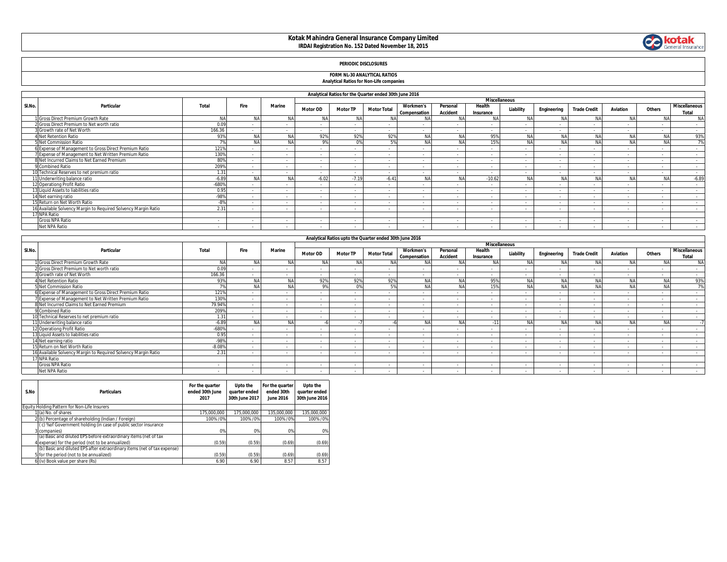# Kotak Mahindra General Insurance Company Limited

**IRDAI Registration No. 152 Dated November 18, 2015**

**PERIODIC DISCLOSURES**

**FORM NL-30 ANALYTICAL RATIOS**

**Analytical Ratios for Non-Life companies**

**Analytical Ratios for the Quarter ended 30th June 2016**

| Sl.No. | Particular | Total | Fire | Marine | Miscellaneous | | | | | | | | | | | |
|---|---|---|---|---|---|---|---|---|---|---|---|---|---|---|---|---|
| | | | | | Motor OD | Motor TP | Motor Total | Workmen's Compensation | Personal Accident | Health Insurance | Liability | Engineering | Trade Credit | Aviation | Others | Miscellaneous Total |
| 1 | Gross Direct Premium Growth Rate | NA | NA | NA | NA | NA | NA | NA | NA | NA | NA | NA | NA | NA | NA | NA |
| 2 | Gross Direct Premium to Net worth ratio | 0.09 | - | - | - | - | - | - | - | - | - | - | - | - | - | - |
| 3 | Growth rate of Net Worth | 166.36 | - | - | - | - | - | - | - | - | - | - | - | - | - | - |
| 4 | Net Retention Ratio | 93% | NA | NA | 92% | 92% | 92% | NA | NA | 95% | NA | NA | NA | NA | NA | 93% |
| 5 | Net Commission Ratio | 7% | NA | NA | 9% | 0% | 5% | NA | NA | 15% | NA | NA | NA | NA | NA | 7% |
| 6 | Expense of Management to Gross Direct Premium Ratio | 121% | - | - | - | - | - | - | - | - | - | - | - | - | - | - |
| 7 | Expense of Management to Net Written Premium Ratio | 130% | - | - | - | - | - | - | - | - | - | - | - | - | - | - |
| 8 | Net Incurred Claims to Net Earned Premium | 80% | - | - | - | - | - | - | - | - | - | - | - | - | - | - |
| 9 | Combined Ratio | 209% | - | - | - | - | - | - | - | - | - | - | - | - | - | - |
| 10 | Technical Reserves to net premium ratio | 1.31 | - | - | - | - | - | - | - | - | - | - | - | - | - | - |
| 11 | Underwriting balance ratio | -6.89 | NA | NA | -6.02 | -7.19 | -6.41 | NA | NA | -10.62 | NA | NA | NA | NA | NA | -6.89 |
| 12 | Operationg Profit Ratio | -680% | - | - | - | - | - | - | - | - | - | - | - | - | - | - |
| 13 | Liquid Assets to liabilities ratio | 0.95 | - | - | - | - | - | - | - | - | - | - | - | - | - | - |
| 14 | Net earning ratio | -98% | - | - | - | - | - | - | - | - | - | - | - | - | - | - |
| 15 | Return on Net Worth Ratio | -8% | - | - | - | - | - | - | - | - | - | - | - | - | - | - |
| 16 | Available Solvency Margin to Required Solvency Margin Ratio | 2.31 | - | - | - | - | - | - | - | - | - | - | - | - | - | - |
| 17 | NPA Ratio | | | | | | | | | | | | | | | |
| | Gross NPA Ratio | - | - | - | - | - | - | - | - | - | - | - | - | - | - | - |
| | Net NPA Ratio | - | - | - | - | - | - | - | - | - | - | - | - | - | - | - |

**Analytical Ratios upto the Quarter ended 30th June 2016**

| Sl.No. | Particular | Total | Fire | Marine | Miscellaneous | | | | | | | | | | | |
|---|---|---|---|---|---|---|---|---|---|---|---|---|---|---|---|---|
| | | | | | Motor OD | Motor TP | Motor Total | Workmen's Compensation | Personal Accident | Health Insurance | Liability | Engineering | Trade Credit | Aviation | Others | Miscellaneous Total |
| 1 | Gross Direct Premium Growth Rate | NA | NA | NA | NA | NA | NA | NA | NA | NA | NA | NA | NA | NA | NA | NA |
| 2 | Gross Direct Premium to Net worth ratio | 0.09 | - | - | - | - | - | - | - | - | - | - | - | - | - | - |
| 3 | Growth rate of Net Worth | 166.36 | - | - | - | - | - | - | - | - | - | - | - | - | - | - |
| 4 | Net Retention Ratio | 93% | NA | NA | 92% | 92% | 92% | NA | NA | 95% | NA | NA | NA | NA | NA | 93% |
| 5 | Net Commission Ratio | 7% | NA | NA | 9% | 0% | 5% | NA | NA | 15% | NA | NA | NA | NA | NA | 7% |
| 6 | Expense of Management to Gross Direct Premium Ratio | 121% | - | - | - | - | - | - | - | - | - | - | - | - | - | - |
| 7 | Expense of Management to Net Written Premium Ratio | 130% | - | - | - | - | - | - | - | - | - | - | - | - | - | - |
| 8 | Net Incurred Claims to Net Earned Premium | 79.94% | - | - | - | - | - | - | - | - | - | - | - | - | - | - |
| 9 | Combined Ratio | 209% | - | - | - | - | - | - | - | - | - | - | - | - | - | - |
| 10 | Technical Reserves to net premium ratio | 1.31 | - | - | - | - | - | - | - | - | - | - | - | - | - | - |
| 11 | Underwriting balance ratio | -6.89 | NA | NA | -6 | -7 | -6 | NA | NA | -11 | NA | NA | NA | NA | NA | -7 |
| 12 | Operationg Profit Ratio | -680% | - | - | - | - | - | - | - | - | - | - | - | - | - | - |
| 13 | Liquid Assets to liabilities ratio | 0.95 | - | - | - | - | - | - | - | - | - | - | - | - | - | - |
| 14 | Net earning ratio | -98% | - | - | - | - | - | - | - | - | - | - | - | - | - | - |
| 15 | Return on Net Worth Ratio | -8.08% | - | - | - | - | - | - | - | - | - | - | - | - | - | - |
| 16 | Available Solvency Margin to Required Solvency Margin Ratio | 2.31 | - | - | - | - | - | - | - | - | - | - | - | - | - | - |
| 17 | NPA Ratio | | | | | | | | | | | | | | | |
| | Gross NPA Ratio | - | - | - | - | - | - | - | - | - | - | - | - | - | - | - |
| | Net NPA Ratio | - | - | - | - | - | - | - | - | - | - | - | - | - | - | - |

| S.No | Particulars | For the quarter ended 30th June 2017 | Upto the quarter ended 30th June 2017 | For the quarter ended 30th June 2016 | Upto the quarter ended 30th June 2016 |
|---|---|---|---|---|---|
| | Equity Holding Pattern for Non-Life Insurers | | | | |
| 1 | (a) No. of shares | 175,000,000 | 175,000,000 | 135,000,000 | 135,000,000 |
| 2 | (b) Percentage of shareholding (Indian / Foreign) | 100% /0% | 100% /0% | 100% /0% | 100% /0% |
| 3 | ( c) %of Government holding (in case of public sector insurance companies) | 0% | 0% | 0% | 0% |
| 4 | (a) Basic and diluted EPS before extraordinary items (net of tax expense) for the period (not to be annualized) | (0.59) | (0.59) | (0.69) | (0.69) |
| 5 | (b) Basic and diluted EPS after extraordinary items (net of tax expense) for the period (not to be annualized) | (0.59) | (0.59) | (0.69) | (0.69) |
| 6 | (iv) Book value per share (Rs) | 6.90 | 6.90 | 8.57 | 8.57 |